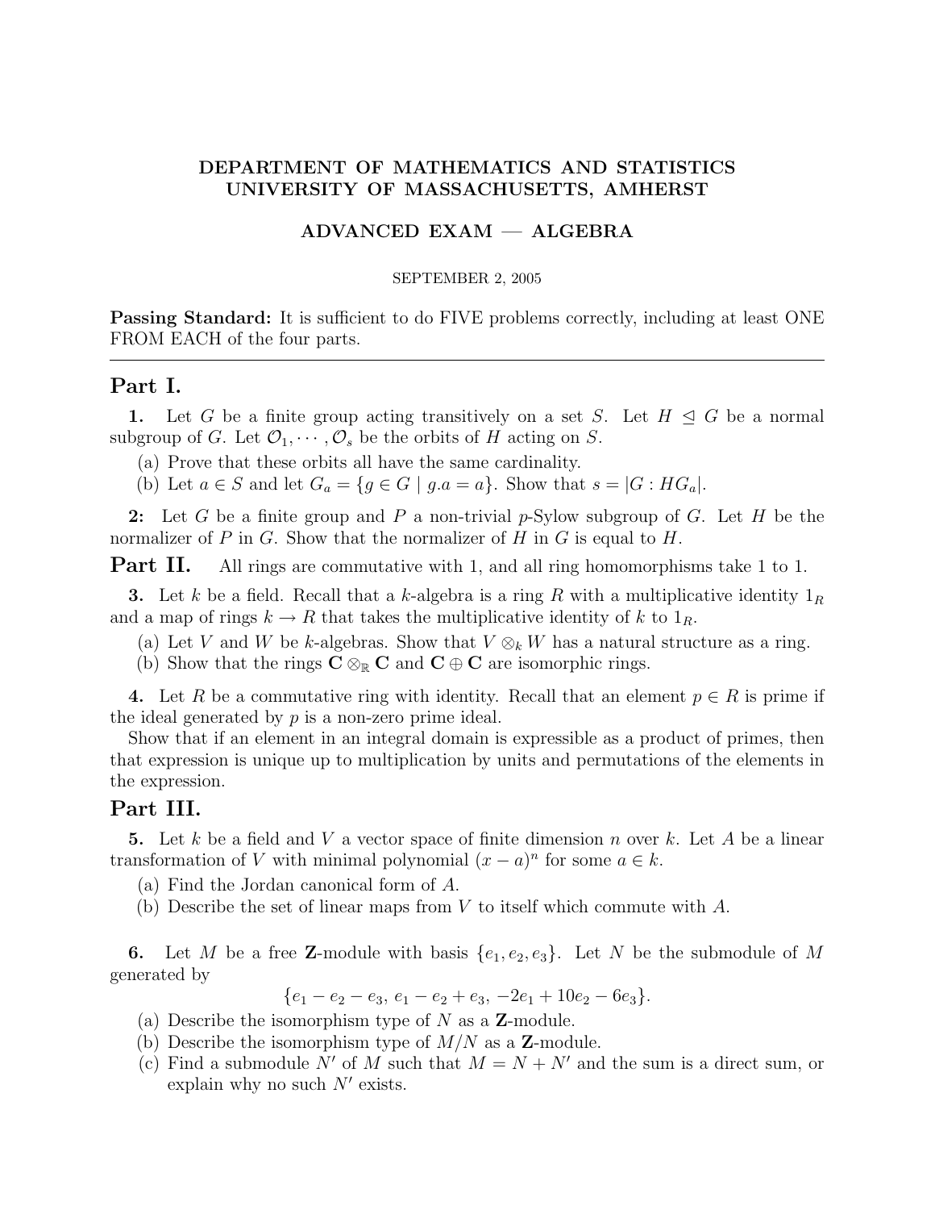**DEPARTMENT OF MATHEMATICS AND STATISTICS**
**UNIVERSITY OF MASSACHUSETTS, AMHERST**

**ADVANCED EXAM — ALGEBRA**

SEPTEMBER 2, 2005

**Passing Standard:** It is sufficient to do FIVE problems correctly, including at least ONE FROM EACH of the four parts.

---

## Part I.

**1.** Let $G$ be a finite group acting transitively on a set $S$. Let $H \trianglelefteq G$ be a normal subgroup of $G$. Let $\mathcal{O}_1, \cdots, \mathcal{O}_s$ be the orbits of $H$ acting on $S$.

(a) Prove that these orbits all have the same cardinality.
(b) Let $a \in S$ and let $G_a = \{g \in G \mid g.a = a\}$. Show that $s = |G : HG_a|$.

**2:** Let $G$ be a finite group and $P$ a non-trivial $p$-Sylow subgroup of $G$. Let $H$ be the normalizer of $P$ in $G$. Show that the normalizer of $H$ in $G$ is equal to $H$.

## Part II.

All rings are commutative with 1, and all ring homomorphisms take 1 to 1.

**3.** Let $k$ be a field. Recall that a $k$-algebra is a ring $R$ with a multiplicative identity $1_R$ and a map of rings $k \to R$ that takes the multiplicative identity of $k$ to $1_R$.

(a) Let $V$ and $W$ be $k$-algebras. Show that $V \otimes_k W$ has a natural structure as a ring.
(b) Show that the rings $\mathbf{C} \otimes_{\mathbb{R}} \mathbf{C}$ and $\mathbf{C} \oplus \mathbf{C}$ are isomorphic rings.

**4.** Let $R$ be a commutative ring with identity. Recall that an element $p \in R$ is prime if the ideal generated by $p$ is a non-zero prime ideal.

Show that if an element in an integral domain is expressible as a product of primes, then that expression is unique up to multiplication by units and permutations of the elements in the expression.

## Part III.

**5.** Let $k$ be a field and $V$ a vector space of finite dimension $n$ over $k$. Let $A$ be a linear transformation of $V$ with minimal polynomial $(x-a)^n$ for some $a \in k$.

(a) Find the Jordan canonical form of $A$.
(b) Describe the set of linear maps from $V$ to itself which commute with $A$.

**6.** Let $M$ be a free $\mathbf{Z}$-module with basis $\{e_1, e_2, e_3\}$. Let $N$ be the submodule of $M$ generated by

$$\{e_1 - e_2 - e_3,\ e_1 - e_2 + e_3,\ -2e_1 + 10e_2 - 6e_3\}.$$

(a) Describe the isomorphism type of $N$ as a $\mathbf{Z}$-module.
(b) Describe the isomorphism type of $M/N$ as a $\mathbf{Z}$-module.
(c) Find a submodule $N'$ of $M$ such that $M = N + N'$ and the sum is a direct sum, or explain why no such $N'$ exists.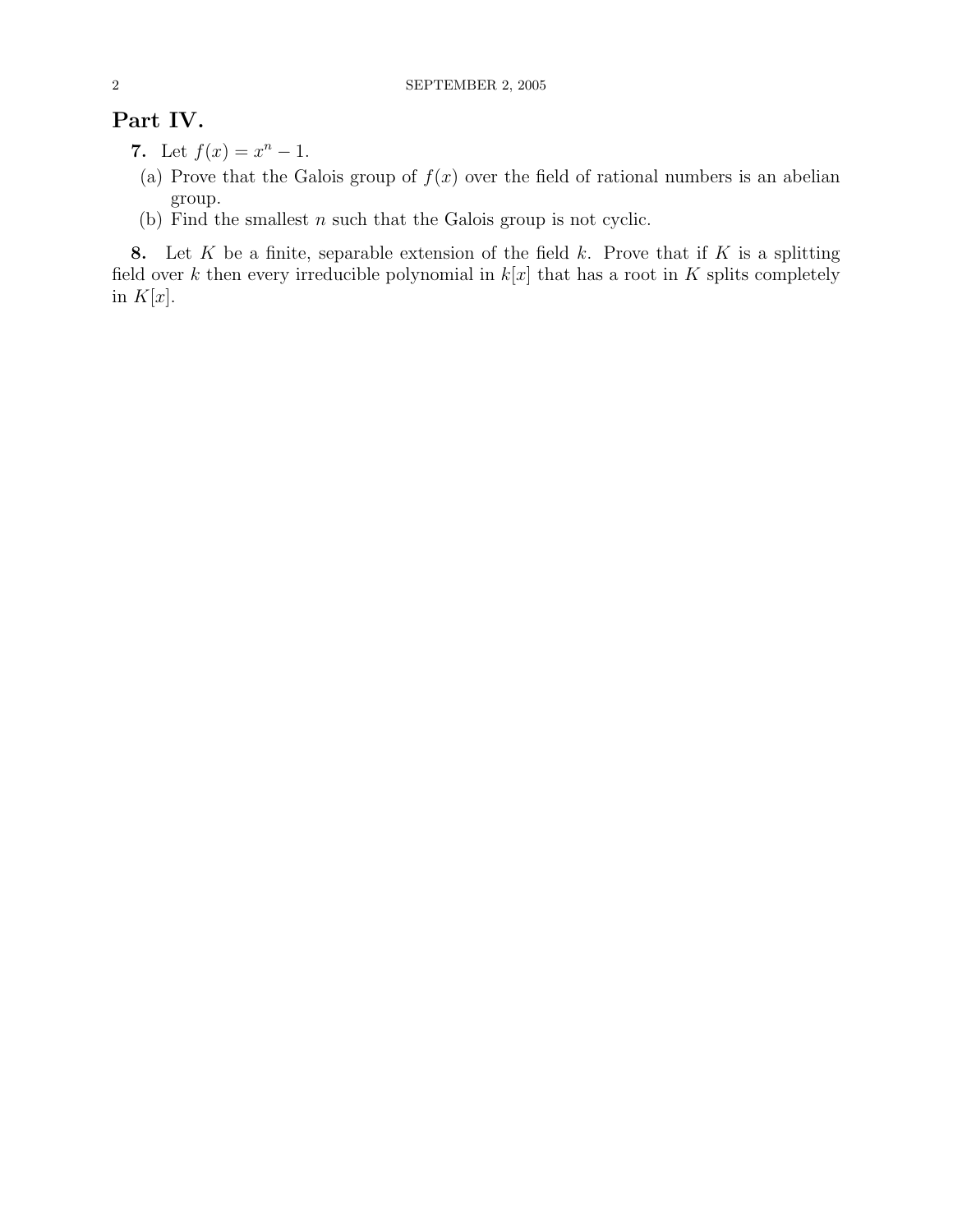## Part IV.

**7.** Let $f(x) = x^n - 1$.

(a) Prove that the Galois group of $f(x)$ over the field of rational numbers is an abelian group.

(b) Find the smallest $n$ such that the Galois group is not cyclic.

**8.** Let $K$ be a finite, separable extension of the field $k$. Prove that if $K$ is a splitting field over $k$ then every irreducible polynomial in $k[x]$ that has a root in $K$ splits completely in $K[x]$.